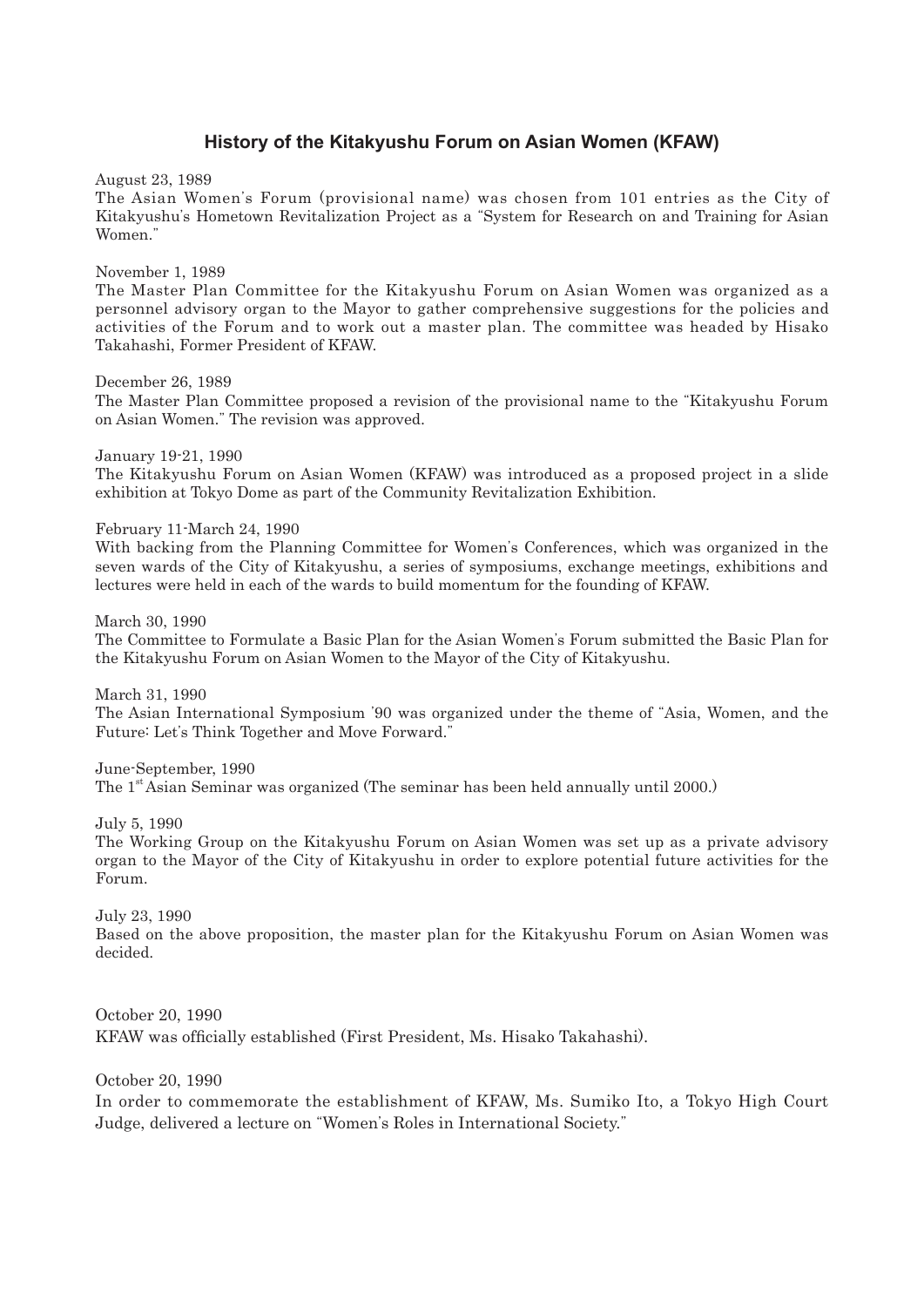## History of the Kitakyushu Forum on Asian Women (KFAW)

August 23, 1989
The Asian Women's Forum (provisional name) was chosen from 101 entries as the City of Kitakyushu's Hometown Revitalization Project as a "System for Research on and Training for Asian Women."

November 1, 1989
The Master Plan Committee for the Kitakyushu Forum on Asian Women was organized as a personnel advisory organ to the Mayor to gather comprehensive suggestions for the policies and activities of the Forum and to work out a master plan. The committee was headed by Hisako Takahashi, Former President of KFAW.

December 26, 1989
The Master Plan Committee proposed a revision of the provisional name to the "Kitakyushu Forum on Asian Women." The revision was approved.

January 19-21, 1990
The Kitakyushu Forum on Asian Women (KFAW) was introduced as a proposed project in a slide exhibition at Tokyo Dome as part of the Community Revitalization Exhibition.

February 11-March 24, 1990
With backing from the Planning Committee for Women's Conferences, which was organized in the seven wards of the City of Kitakyushu, a series of symposiums, exchange meetings, exhibitions and lectures were held in each of the wards to build momentum for the founding of KFAW.

March 30, 1990
The Committee to Formulate a Basic Plan for the Asian Women's Forum submitted the Basic Plan for the Kitakyushu Forum on Asian Women to the Mayor of the City of Kitakyushu.

March 31, 1990
The Asian International Symposium '90 was organized under the theme of "Asia, Women, and the Future: Let's Think Together and Move Forward."

June-September, 1990
The 1st Asian Seminar was organized (The seminar has been held annually until 2000.)

July 5, 1990
The Working Group on the Kitakyushu Forum on Asian Women was set up as a private advisory organ to the Mayor of the City of Kitakyushu in order to explore potential future activities for the Forum.

July 23, 1990
Based on the above proposition, the master plan for the Kitakyushu Forum on Asian Women was decided.

October 20, 1990
KFAW was officially established (First President, Ms. Hisako Takahashi).

October 20, 1990
In order to commemorate the establishment of KFAW, Ms. Sumiko Ito, a Tokyo High Court Judge, delivered a lecture on "Women's Roles in International Society."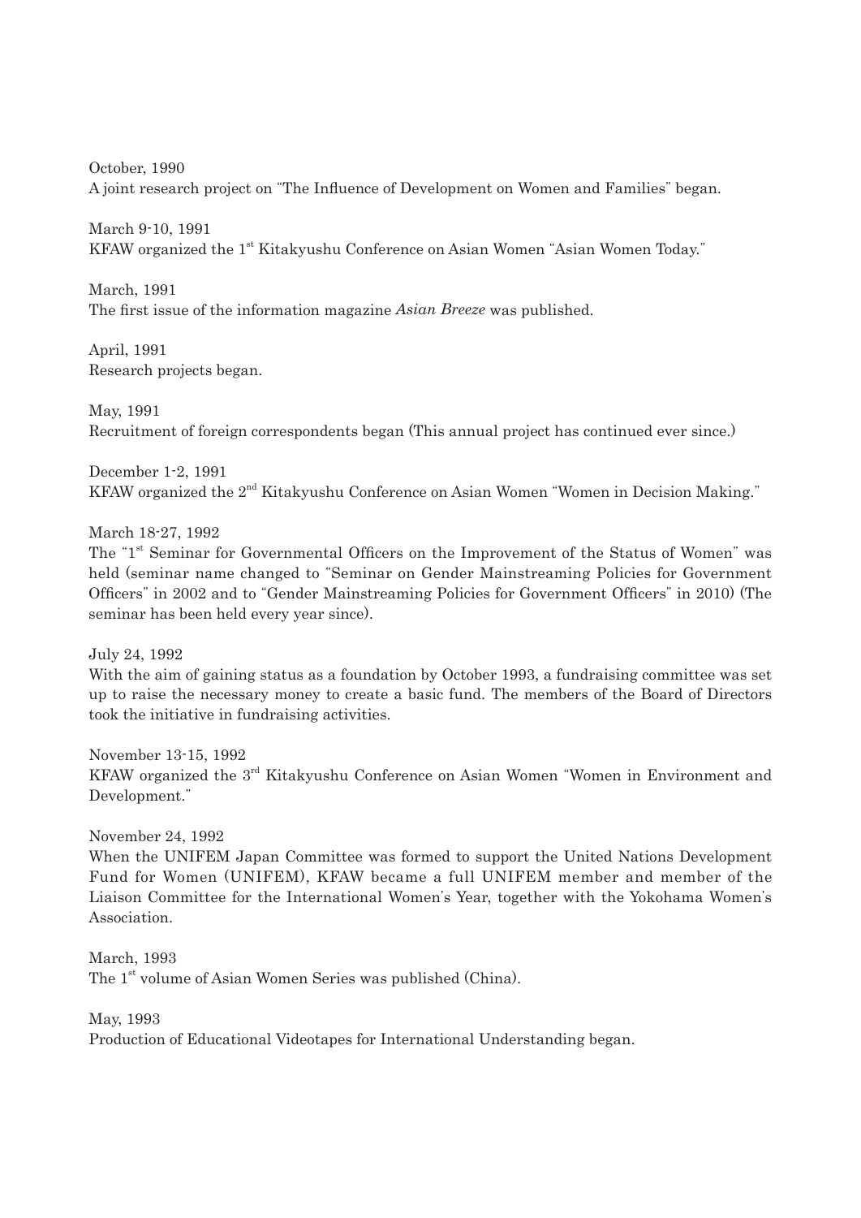October, 1990
A joint research project on "The Influence of Development on Women and Families" began.

March 9-10, 1991
KFAW organized the 1st Kitakyushu Conference on Asian Women "Asian Women Today."

March, 1991
The first issue of the information magazine *Asian Breeze* was published.

April, 1991
Research projects began.

May, 1991
Recruitment of foreign correspondents began (This annual project has continued ever since.)

December 1-2, 1991
KFAW organized the 2nd Kitakyushu Conference on Asian Women "Women in Decision Making."

March 18-27, 1992
The "1st Seminar for Governmental Officers on the Improvement of the Status of Women" was held (seminar name changed to "Seminar on Gender Mainstreaming Policies for Government Officers" in 2002 and to "Gender Mainstreaming Policies for Government Officers" in 2010) (The seminar has been held every year since).

July 24, 1992
With the aim of gaining status as a foundation by October 1993, a fundraising committee was set up to raise the necessary money to create a basic fund. The members of the Board of Directors took the initiative in fundraising activities.

November 13-15, 1992
KFAW organized the 3rd Kitakyushu Conference on Asian Women "Women in Environment and Development."

November 24, 1992
When the UNIFEM Japan Committee was formed to support the United Nations Development Fund for Women (UNIFEM), KFAW became a full UNIFEM member and member of the Liaison Committee for the International Women's Year, together with the Yokohama Women's Association.

March, 1993
The 1st volume of Asian Women Series was published (China).

May, 1993
Production of Educational Videotapes for International Understanding began.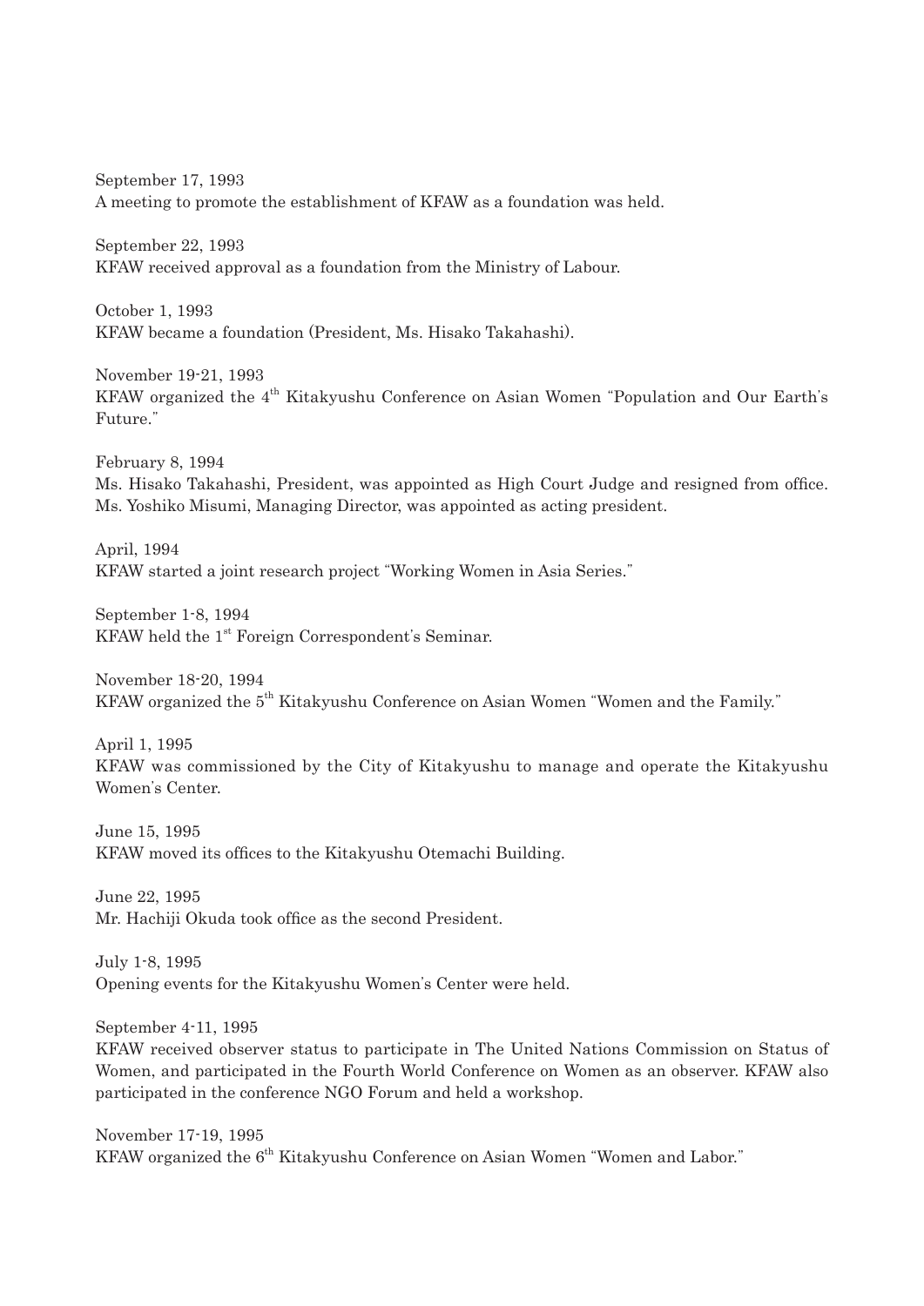September 17, 1993
A meeting to promote the establishment of KFAW as a foundation was held.

September 22, 1993
KFAW received approval as a foundation from the Ministry of Labour.

October 1, 1993
KFAW became a foundation (President, Ms. Hisako Takahashi).

November 19-21, 1993
KFAW organized the 4th Kitakyushu Conference on Asian Women "Population and Our Earth's Future."

February 8, 1994
Ms. Hisako Takahashi, President, was appointed as High Court Judge and resigned from office. Ms. Yoshiko Misumi, Managing Director, was appointed as acting president.

April, 1994
KFAW started a joint research project "Working Women in Asia Series."

September 1-8, 1994
KFAW held the 1st Foreign Correspondent's Seminar.

November 18-20, 1994
KFAW organized the 5th Kitakyushu Conference on Asian Women "Women and the Family."

April 1, 1995
KFAW was commissioned by the City of Kitakyushu to manage and operate the Kitakyushu Women's Center.

June 15, 1995
KFAW moved its offices to the Kitakyushu Otemachi Building.

June 22, 1995
Mr. Hachiji Okuda took office as the second President.

July 1-8, 1995
Opening events for the Kitakyushu Women's Center were held.

September 4-11, 1995
KFAW received observer status to participate in The United Nations Commission on Status of Women, and participated in the Fourth World Conference on Women as an observer. KFAW also participated in the conference NGO Forum and held a workshop.

November 17-19, 1995
KFAW organized the 6th Kitakyushu Conference on Asian Women "Women and Labor."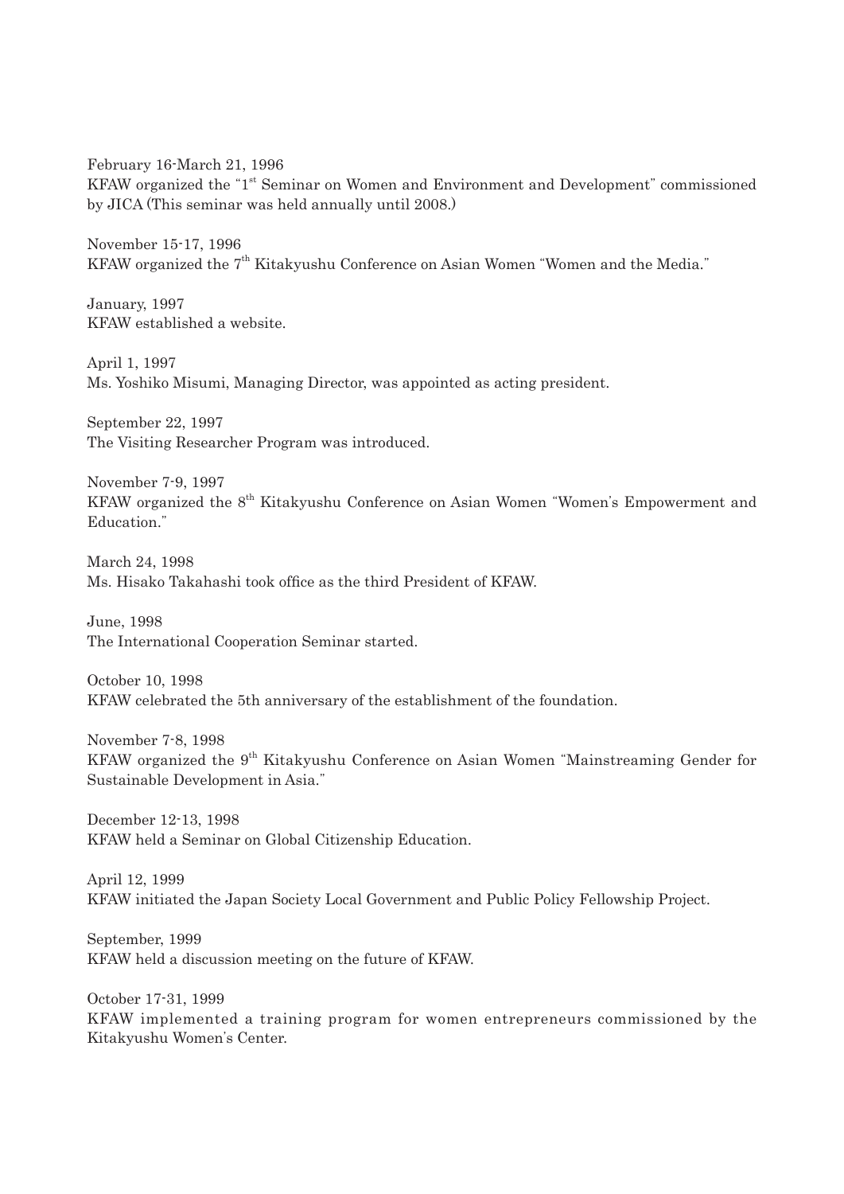February 16-March 21, 1996
KFAW organized the "1st Seminar on Women and Environment and Development" commissioned by JICA (This seminar was held annually until 2008.)

November 15-17, 1996
KFAW organized the 7th Kitakyushu Conference on Asian Women "Women and the Media."

January, 1997
KFAW established a website.

April 1, 1997
Ms. Yoshiko Misumi, Managing Director, was appointed as acting president.

September 22, 1997
The Visiting Researcher Program was introduced.

November 7-9, 1997
KFAW organized the 8th Kitakyushu Conference on Asian Women "Women's Empowerment and Education."

March 24, 1998
Ms. Hisako Takahashi took office as the third President of KFAW.

June, 1998
The International Cooperation Seminar started.

October 10, 1998
KFAW celebrated the 5th anniversary of the establishment of the foundation.

November 7-8, 1998
KFAW organized the 9th Kitakyushu Conference on Asian Women "Mainstreaming Gender for Sustainable Development in Asia."

December 12-13, 1998
KFAW held a Seminar on Global Citizenship Education.

April 12, 1999
KFAW initiated the Japan Society Local Government and Public Policy Fellowship Project.

September, 1999
KFAW held a discussion meeting on the future of KFAW.

October 17-31, 1999
KFAW implemented a training program for women entrepreneurs commissioned by the Kitakyushu Women's Center.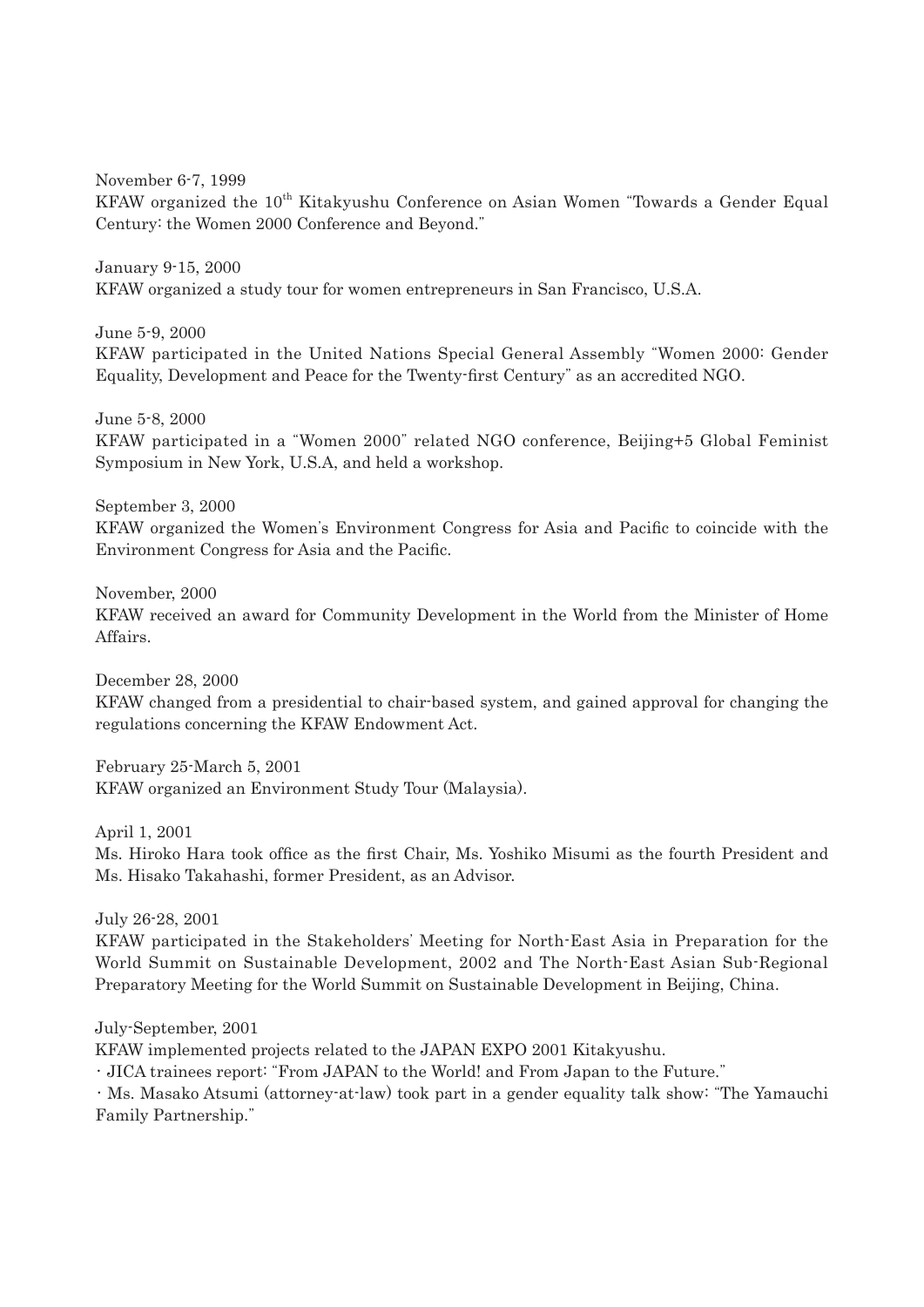November 6-7, 1999
KFAW organized the 10th Kitakyushu Conference on Asian Women "Towards a Gender Equal Century: the Women 2000 Conference and Beyond."

January 9-15, 2000
KFAW organized a study tour for women entrepreneurs in San Francisco, U.S.A.

June 5-9, 2000
KFAW participated in the United Nations Special General Assembly "Women 2000: Gender Equality, Development and Peace for the Twenty-first Century" as an accredited NGO.

June 5-8, 2000
KFAW participated in a "Women 2000" related NGO conference, Beijing+5 Global Feminist Symposium in New York, U.S.A, and held a workshop.

September 3, 2000
KFAW organized the Women's Environment Congress for Asia and Pacific to coincide with the Environment Congress for Asia and the Pacific.

November, 2000
KFAW received an award for Community Development in the World from the Minister of Home Affairs.

December 28, 2000
KFAW changed from a presidential to chair-based system, and gained approval for changing the regulations concerning the KFAW Endowment Act.

February 25-March 5, 2001
KFAW organized an Environment Study Tour (Malaysia).

April 1, 2001
Ms. Hiroko Hara took office as the first Chair, Ms. Yoshiko Misumi as the fourth President and Ms. Hisako Takahashi, former President, as an Advisor.

July 26-28, 2001
KFAW participated in the Stakeholders' Meeting for North-East Asia in Preparation for the World Summit on Sustainable Development, 2002 and The North-East Asian Sub-Regional Preparatory Meeting for the World Summit on Sustainable Development in Beijing, China.

July-September, 2001
KFAW implemented projects related to the JAPAN EXPO 2001 Kitakyushu.
- JICA trainees report: "From JAPAN to the World! and From Japan to the Future."
- Ms. Masako Atsumi (attorney-at-law) took part in a gender equality talk show: "The Yamauchi Family Partnership."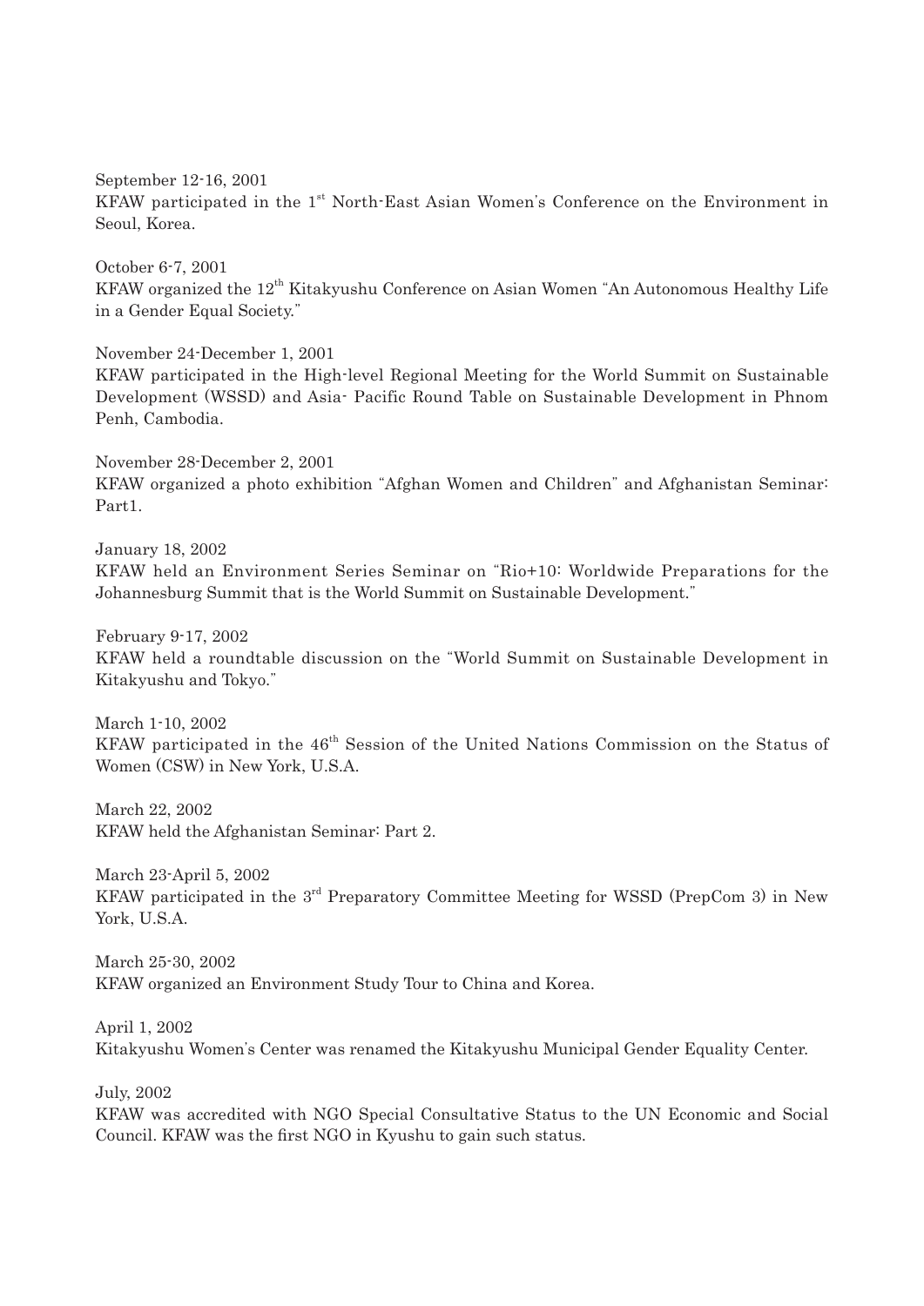September 12-16, 2001
KFAW participated in the 1st North-East Asian Women's Conference on the Environment in Seoul, Korea.

October 6-7, 2001
KFAW organized the 12th Kitakyushu Conference on Asian Women "An Autonomous Healthy Life in a Gender Equal Society."

November 24-December 1, 2001
KFAW participated in the High-level Regional Meeting for the World Summit on Sustainable Development (WSSD) and Asia- Pacific Round Table on Sustainable Development in Phnom Penh, Cambodia.

November 28-December 2, 2001
KFAW organized a photo exhibition "Afghan Women and Children" and Afghanistan Seminar: Part1.

January 18, 2002
KFAW held an Environment Series Seminar on "Rio+10: Worldwide Preparations for the Johannesburg Summit that is the World Summit on Sustainable Development."

February 9-17, 2002
KFAW held a roundtable discussion on the "World Summit on Sustainable Development in Kitakyushu and Tokyo."

March 1-10, 2002
KFAW participated in the 46th Session of the United Nations Commission on the Status of Women (CSW) in New York, U.S.A.

March 22, 2002
KFAW held the Afghanistan Seminar: Part 2.

March 23-April 5, 2002
KFAW participated in the 3rd Preparatory Committee Meeting for WSSD (PrepCom 3) in New York, U.S.A.

March 25-30, 2002
KFAW organized an Environment Study Tour to China and Korea.

April 1, 2002
Kitakyushu Women's Center was renamed the Kitakyushu Municipal Gender Equality Center.

July, 2002
KFAW was accredited with NGO Special Consultative Status to the UN Economic and Social Council. KFAW was the first NGO in Kyushu to gain such status.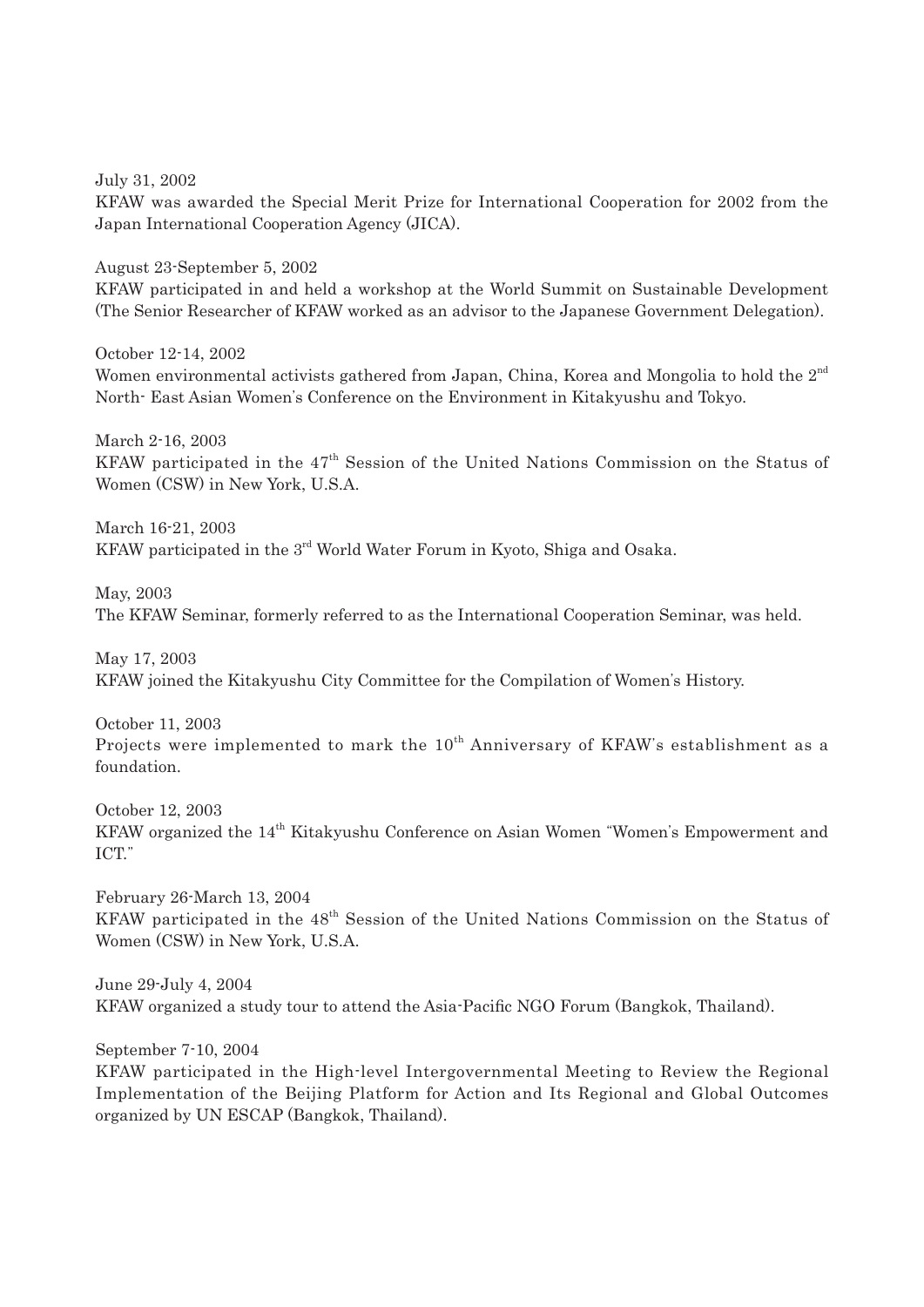July 31, 2002

KFAW was awarded the Special Merit Prize for International Cooperation for 2002 from the Japan International Cooperation Agency (JICA).

August 23-September 5, 2002

KFAW participated in and held a workshop at the World Summit on Sustainable Development (The Senior Researcher of KFAW worked as an advisor to the Japanese Government Delegation).

October 12-14, 2002

Women environmental activists gathered from Japan, China, Korea and Mongolia to hold the 2nd North- East Asian Women's Conference on the Environment in Kitakyushu and Tokyo.

March 2-16, 2003

KFAW participated in the 47th Session of the United Nations Commission on the Status of Women (CSW) in New York, U.S.A.

March 16-21, 2003

KFAW participated in the 3rd World Water Forum in Kyoto, Shiga and Osaka.

May, 2003

The KFAW Seminar, formerly referred to as the International Cooperation Seminar, was held.

May 17, 2003

KFAW joined the Kitakyushu City Committee for the Compilation of Women's History.

October 11, 2003

Projects were implemented to mark the 10th Anniversary of KFAW's establishment as a foundation.

October 12, 2003

KFAW organized the 14th Kitakyushu Conference on Asian Women "Women's Empowerment and ICT."

February 26-March 13, 2004

KFAW participated in the 48th Session of the United Nations Commission on the Status of Women (CSW) in New York, U.S.A.

June 29-July 4, 2004

KFAW organized a study tour to attend the Asia-Pacific NGO Forum (Bangkok, Thailand).

September 7-10, 2004

KFAW participated in the High-level Intergovernmental Meeting to Review the Regional Implementation of the Beijing Platform for Action and Its Regional and Global Outcomes organized by UN ESCAP (Bangkok, Thailand).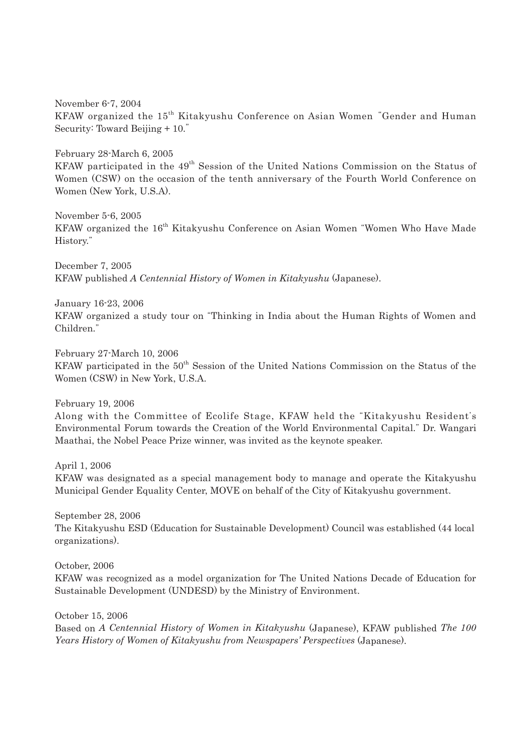November 6-7, 2004
KFAW organized the 15th Kitakyushu Conference on Asian Women "Gender and Human Security: Toward Beijing + 10."

February 28-March 6, 2005
KFAW participated in the 49th Session of the United Nations Commission on the Status of Women (CSW) on the occasion of the tenth anniversary of the Fourth World Conference on Women (New York, U.S.A).

November 5-6, 2005
KFAW organized the 16th Kitakyushu Conference on Asian Women "Women Who Have Made History."

December 7, 2005
KFAW published *A Centennial History of Women in Kitakyushu* (Japanese).

January 16-23, 2006
KFAW organized a study tour on "Thinking in India about the Human Rights of Women and Children."

February 27-March 10, 2006
KFAW participated in the 50th Session of the United Nations Commission on the Status of the Women (CSW) in New York, U.S.A.

February 19, 2006
Along with the Committee of Ecolife Stage, KFAW held the "Kitakyushu Resident's Environmental Forum towards the Creation of the World Environmental Capital." Dr. Wangari Maathai, the Nobel Peace Prize winner, was invited as the keynote speaker.

April 1, 2006
KFAW was designated as a special management body to manage and operate the Kitakyushu Municipal Gender Equality Center, MOVE on behalf of the City of Kitakyushu government.

September 28, 2006
The Kitakyushu ESD (Education for Sustainable Development) Council was established (44 local organizations).

October, 2006
KFAW was recognized as a model organization for The United Nations Decade of Education for Sustainable Development (UNDESD) by the Ministry of Environment.

October 15, 2006
Based on *A Centennial History of Women in Kitakyushu* (Japanese), KFAW published *The 100 Years History of Women of Kitakyushu from Newspapers' Perspectives* (Japanese).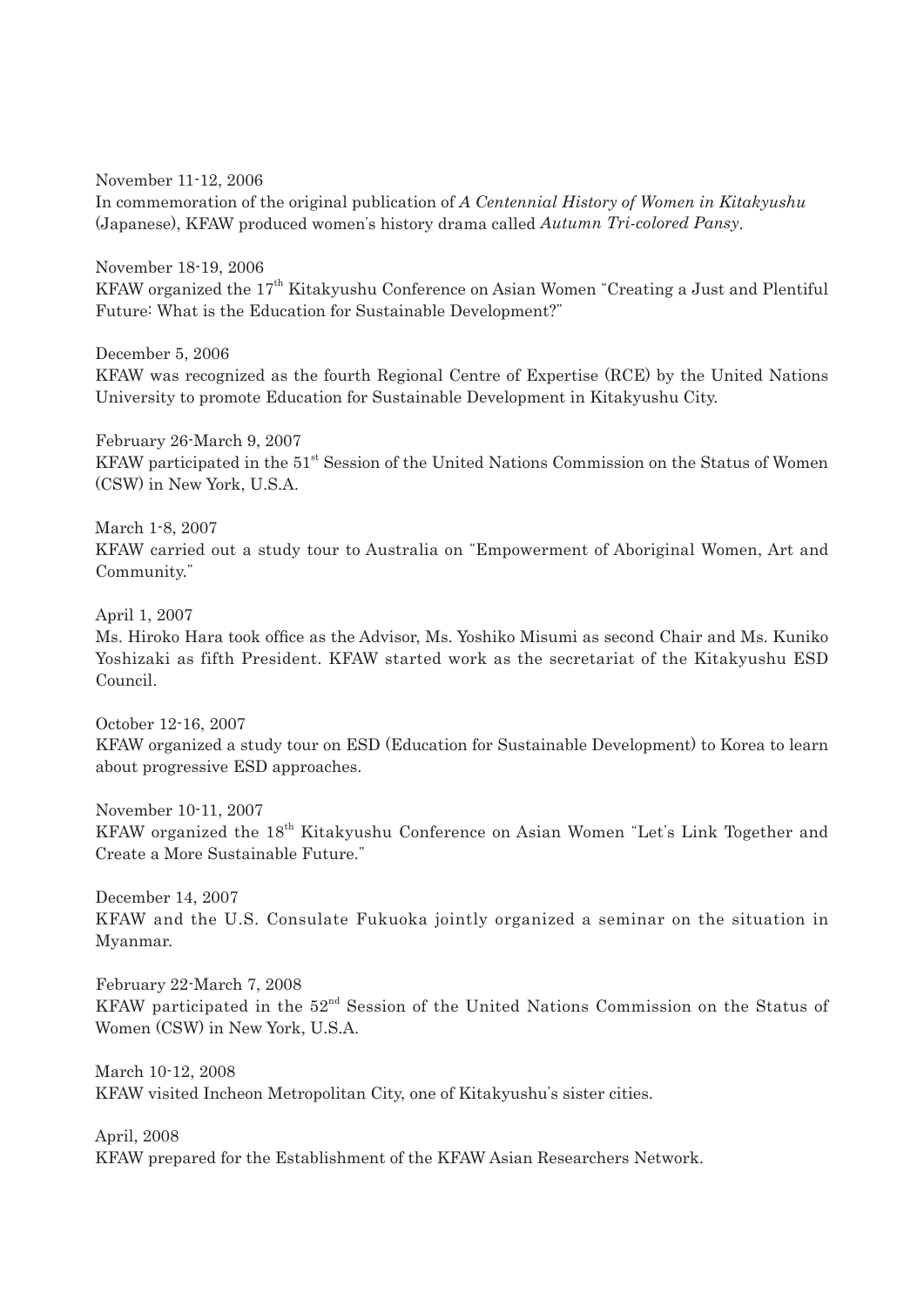November 11-12, 2006
In commemoration of the original publication of *A Centennial History of Women in Kitakyushu* (Japanese), KFAW produced women's history drama called *Autumn Tri-colored Pansy*.

November 18-19, 2006
KFAW organized the 17th Kitakyushu Conference on Asian Women "Creating a Just and Plentiful Future: What is the Education for Sustainable Development?"

December 5, 2006
KFAW was recognized as the fourth Regional Centre of Expertise (RCE) by the United Nations University to promote Education for Sustainable Development in Kitakyushu City.

February 26-March 9, 2007
KFAW participated in the 51st Session of the United Nations Commission on the Status of Women (CSW) in New York, U.S.A.

March 1-8, 2007
KFAW carried out a study tour to Australia on "Empowerment of Aboriginal Women, Art and Community."

April 1, 2007
Ms. Hiroko Hara took office as the Advisor, Ms. Yoshiko Misumi as second Chair and Ms. Kuniko Yoshizaki as fifth President. KFAW started work as the secretariat of the Kitakyushu ESD Council.

October 12-16, 2007
KFAW organized a study tour on ESD (Education for Sustainable Development) to Korea to learn about progressive ESD approaches.

November 10-11, 2007
KFAW organized the 18th Kitakyushu Conference on Asian Women "Let's Link Together and Create a More Sustainable Future."

December 14, 2007
KFAW and the U.S. Consulate Fukuoka jointly organized a seminar on the situation in Myanmar.

February 22-March 7, 2008
KFAW participated in the 52nd Session of the United Nations Commission on the Status of Women (CSW) in New York, U.S.A.

March 10-12, 2008
KFAW visited Incheon Metropolitan City, one of Kitakyushu's sister cities.

April, 2008
KFAW prepared for the Establishment of the KFAW Asian Researchers Network.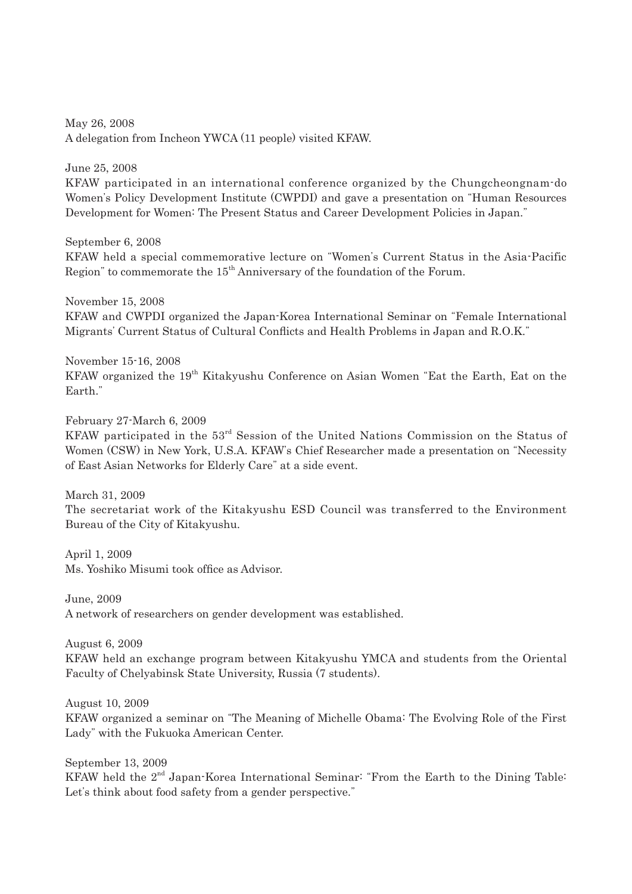May 26, 2008
A delegation from Incheon YWCA (11 people) visited KFAW.

June 25, 2008
KFAW participated in an international conference organized by the Chungcheongnam-do Women's Policy Development Institute (CWPDI) and gave a presentation on "Human Resources Development for Women: The Present Status and Career Development Policies in Japan."

September 6, 2008
KFAW held a special commemorative lecture on "Women's Current Status in the Asia-Pacific Region" to commemorate the 15th Anniversary of the foundation of the Forum.

November 15, 2008
KFAW and CWPDI organized the Japan-Korea International Seminar on "Female International Migrants' Current Status of Cultural Conflicts and Health Problems in Japan and R.O.K."

November 15-16, 2008
KFAW organized the 19th Kitakyushu Conference on Asian Women "Eat the Earth, Eat on the Earth."

February 27-March 6, 2009
KFAW participated in the 53rd Session of the United Nations Commission on the Status of Women (CSW) in New York, U.S.A. KFAW's Chief Researcher made a presentation on "Necessity of East Asian Networks for Elderly Care" at a side event.

March 31, 2009
The secretariat work of the Kitakyushu ESD Council was transferred to the Environment Bureau of the City of Kitakyushu.

April 1, 2009
Ms. Yoshiko Misumi took office as Advisor.

June, 2009
A network of researchers on gender development was established.

August 6, 2009
KFAW held an exchange program between Kitakyushu YMCA and students from the Oriental Faculty of Chelyabinsk State University, Russia (7 students).

August 10, 2009
KFAW organized a seminar on "The Meaning of Michelle Obama: The Evolving Role of the First Lady" with the Fukuoka American Center.

September 13, 2009
KFAW held the 2nd Japan-Korea International Seminar: "From the Earth to the Dining Table: Let's think about food safety from a gender perspective."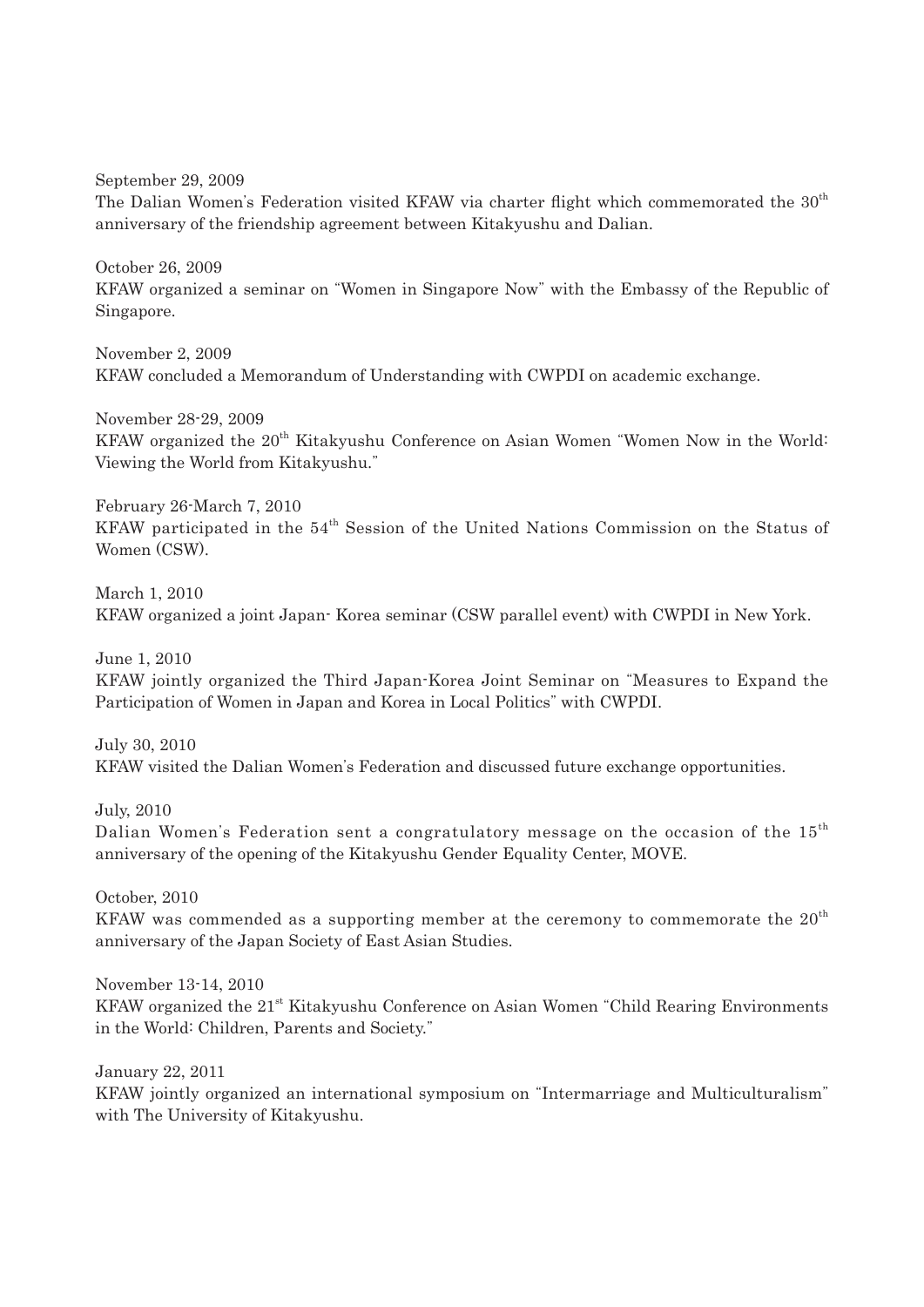September 29, 2009

The Dalian Women's Federation visited KFAW via charter flight which commemorated the 30th anniversary of the friendship agreement between Kitakyushu and Dalian.

October 26, 2009

KFAW organized a seminar on "Women in Singapore Now" with the Embassy of the Republic of Singapore.

November 2, 2009

KFAW concluded a Memorandum of Understanding with CWPDI on academic exchange.

November 28-29, 2009

KFAW organized the 20th Kitakyushu Conference on Asian Women "Women Now in the World: Viewing the World from Kitakyushu."

February 26-March 7, 2010

KFAW participated in the 54th Session of the United Nations Commission on the Status of Women (CSW).

March 1, 2010

KFAW organized a joint Japan- Korea seminar (CSW parallel event) with CWPDI in New York.

June 1, 2010

KFAW jointly organized the Third Japan-Korea Joint Seminar on "Measures to Expand the Participation of Women in Japan and Korea in Local Politics" with CWPDI.

July 30, 2010

KFAW visited the Dalian Women's Federation and discussed future exchange opportunities.

July, 2010

Dalian Women's Federation sent a congratulatory message on the occasion of the 15th anniversary of the opening of the Kitakyushu Gender Equality Center, MOVE.

October, 2010

KFAW was commended as a supporting member at the ceremony to commemorate the 20th anniversary of the Japan Society of East Asian Studies.

November 13-14, 2010

KFAW organized the 21st Kitakyushu Conference on Asian Women "Child Rearing Environments in the World: Children, Parents and Society."

January 22, 2011

KFAW jointly organized an international symposium on "Intermarriage and Multiculturalism" with The University of Kitakyushu.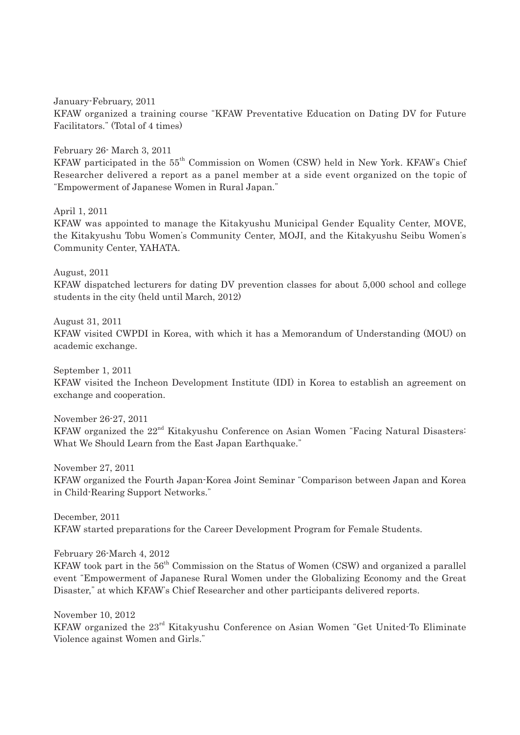January-February, 2011

KFAW organized a training course "KFAW Preventative Education on Dating DV for Future Facilitators." (Total of 4 times)

February 26- March 3, 2011

KFAW participated in the 55th Commission on Women (CSW) held in New York. KFAW's Chief Researcher delivered a report as a panel member at a side event organized on the topic of "Empowerment of Japanese Women in Rural Japan."

April 1, 2011

KFAW was appointed to manage the Kitakyushu Municipal Gender Equality Center, MOVE, the Kitakyushu Tobu Women's Community Center, MOJI, and the Kitakyushu Seibu Women's Community Center, YAHATA.

August, 2011

KFAW dispatched lecturers for dating DV prevention classes for about 5,000 school and college students in the city (held until March, 2012)

August 31, 2011

KFAW visited CWPDI in Korea, with which it has a Memorandum of Understanding (MOU) on academic exchange.

September 1, 2011

KFAW visited the Incheon Development Institute (IDI) in Korea to establish an agreement on exchange and cooperation.

November 26-27, 2011

KFAW organized the 22nd Kitakyushu Conference on Asian Women "Facing Natural Disasters: What We Should Learn from the East Japan Earthquake."

November 27, 2011

KFAW organized the Fourth Japan-Korea Joint Seminar "Comparison between Japan and Korea in Child-Rearing Support Networks."

December, 2011

KFAW started preparations for the Career Development Program for Female Students.

February 26-March 4, 2012

KFAW took part in the 56th Commission on the Status of Women (CSW) and organized a parallel event "Empowerment of Japanese Rural Women under the Globalizing Economy and the Great Disaster," at which KFAW's Chief Researcher and other participants delivered reports.

November 10, 2012

KFAW organized the 23rd Kitakyushu Conference on Asian Women "Get United-To Eliminate Violence against Women and Girls."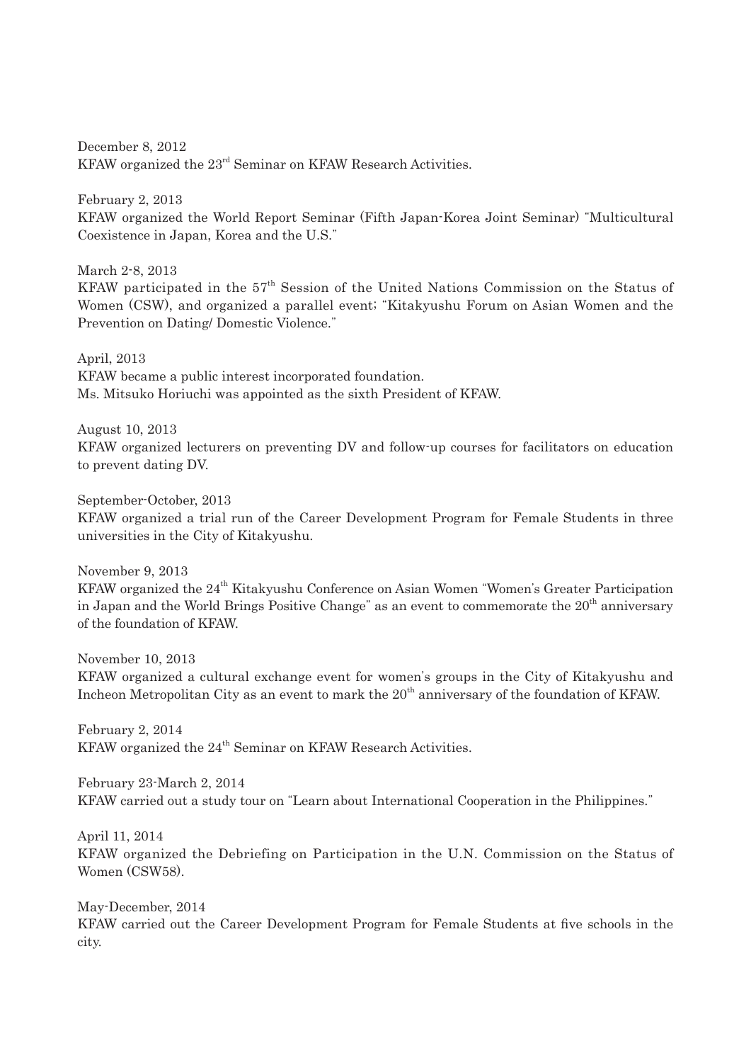December 8, 2012
KFAW organized the 23rd Seminar on KFAW Research Activities.

February 2, 2013
KFAW organized the World Report Seminar (Fifth Japan-Korea Joint Seminar) "Multicultural Coexistence in Japan, Korea and the U.S."

March 2-8, 2013
KFAW participated in the 57th Session of the United Nations Commission on the Status of Women (CSW), and organized a parallel event; "Kitakyushu Forum on Asian Women and the Prevention on Dating/ Domestic Violence."

April, 2013
KFAW became a public interest incorporated foundation.
Ms. Mitsuko Horiuchi was appointed as the sixth President of KFAW.

August 10, 2013
KFAW organized lecturers on preventing DV and follow-up courses for facilitators on education to prevent dating DV.

September-October, 2013
KFAW organized a trial run of the Career Development Program for Female Students in three universities in the City of Kitakyushu.

November 9, 2013
KFAW organized the 24th Kitakyushu Conference on Asian Women "Women's Greater Participation in Japan and the World Brings Positive Change" as an event to commemorate the 20th anniversary of the foundation of KFAW.

November 10, 2013
KFAW organized a cultural exchange event for women's groups in the City of Kitakyushu and Incheon Metropolitan City as an event to mark the 20th anniversary of the foundation of KFAW.

February 2, 2014
KFAW organized the 24th Seminar on KFAW Research Activities.

February 23-March 2, 2014
KFAW carried out a study tour on "Learn about International Cooperation in the Philippines."

April 11, 2014
KFAW organized the Debriefing on Participation in the U.N. Commission on the Status of Women (CSW58).

May-December, 2014
KFAW carried out the Career Development Program for Female Students at five schools in the city.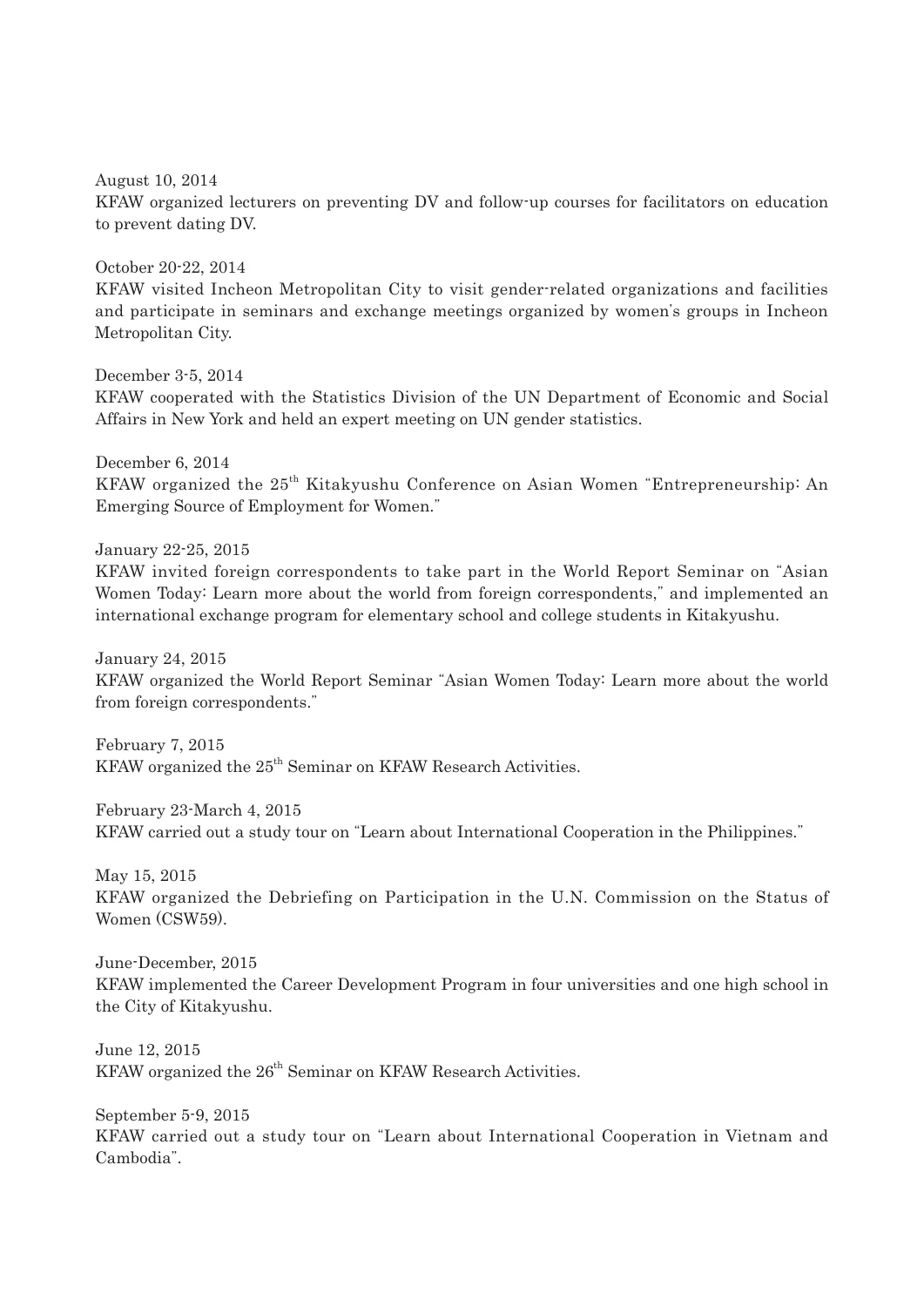August 10, 2014
KFAW organized lecturers on preventing DV and follow-up courses for facilitators on education to prevent dating DV.

October 20-22, 2014
KFAW visited Incheon Metropolitan City to visit gender-related organizations and facilities and participate in seminars and exchange meetings organized by women's groups in Incheon Metropolitan City.

December 3-5, 2014
KFAW cooperated with the Statistics Division of the UN Department of Economic and Social Affairs in New York and held an expert meeting on UN gender statistics.

December 6, 2014
KFAW organized the 25th Kitakyushu Conference on Asian Women "Entrepreneurship: An Emerging Source of Employment for Women."

January 22-25, 2015
KFAW invited foreign correspondents to take part in the World Report Seminar on "Asian Women Today: Learn more about the world from foreign correspondents," and implemented an international exchange program for elementary school and college students in Kitakyushu.

January 24, 2015
KFAW organized the World Report Seminar "Asian Women Today: Learn more about the world from foreign correspondents."

February 7, 2015
KFAW organized the 25th Seminar on KFAW Research Activities.

February 23-March 4, 2015
KFAW carried out a study tour on "Learn about International Cooperation in the Philippines."

May 15, 2015
KFAW organized the Debriefing on Participation in the U.N. Commission on the Status of Women (CSW59).

June-December, 2015
KFAW implemented the Career Development Program in four universities and one high school in the City of Kitakyushu.

June 12, 2015
KFAW organized the 26th Seminar on KFAW Research Activities.

September 5-9, 2015
KFAW carried out a study tour on "Learn about International Cooperation in Vietnam and Cambodia".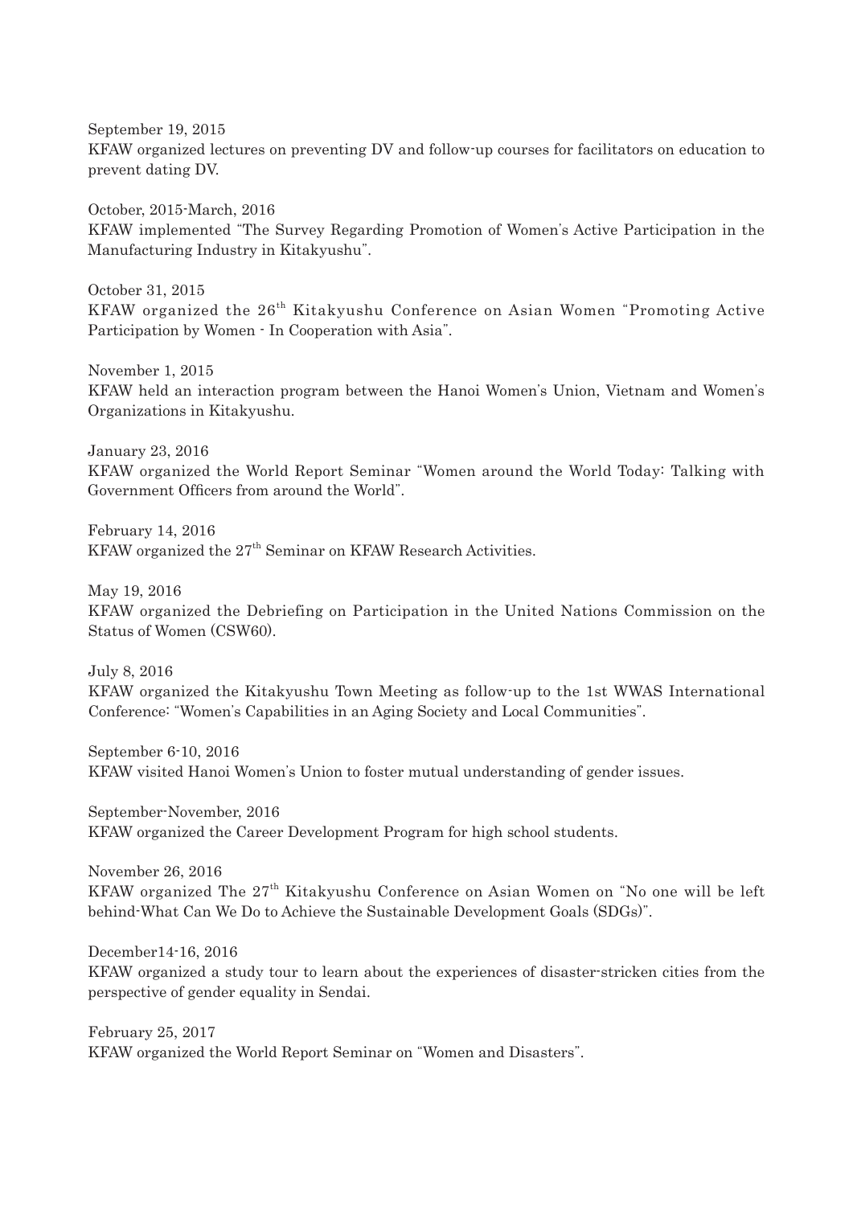September 19, 2015
KFAW organized lectures on preventing DV and follow-up courses for facilitators on education to prevent dating DV.

October, 2015-March, 2016
KFAW implemented "The Survey Regarding Promotion of Women's Active Participation in the Manufacturing Industry in Kitakyushu".

October 31, 2015
KFAW organized the 26th Kitakyushu Conference on Asian Women "Promoting Active Participation by Women - In Cooperation with Asia".

November 1, 2015
KFAW held an interaction program between the Hanoi Women's Union, Vietnam and Women's Organizations in Kitakyushu.

January 23, 2016
KFAW organized the World Report Seminar "Women around the World Today: Talking with Government Officers from around the World".

February 14, 2016
KFAW organized the 27th Seminar on KFAW Research Activities.

May 19, 2016
KFAW organized the Debriefing on Participation in the United Nations Commission on the Status of Women (CSW60).

July 8, 2016
KFAW organized the Kitakyushu Town Meeting as follow-up to the 1st WWAS International Conference: "Women's Capabilities in an Aging Society and Local Communities".

September 6-10, 2016
KFAW visited Hanoi Women's Union to foster mutual understanding of gender issues.

September-November, 2016
KFAW organized the Career Development Program for high school students.

November 26, 2016
KFAW organized The 27th Kitakyushu Conference on Asian Women on "No one will be left behind-What Can We Do to Achieve the Sustainable Development Goals (SDGs)".

December14-16, 2016
KFAW organized a study tour to learn about the experiences of disaster-stricken cities from the perspective of gender equality in Sendai.

February 25, 2017
KFAW organized the World Report Seminar on "Women and Disasters".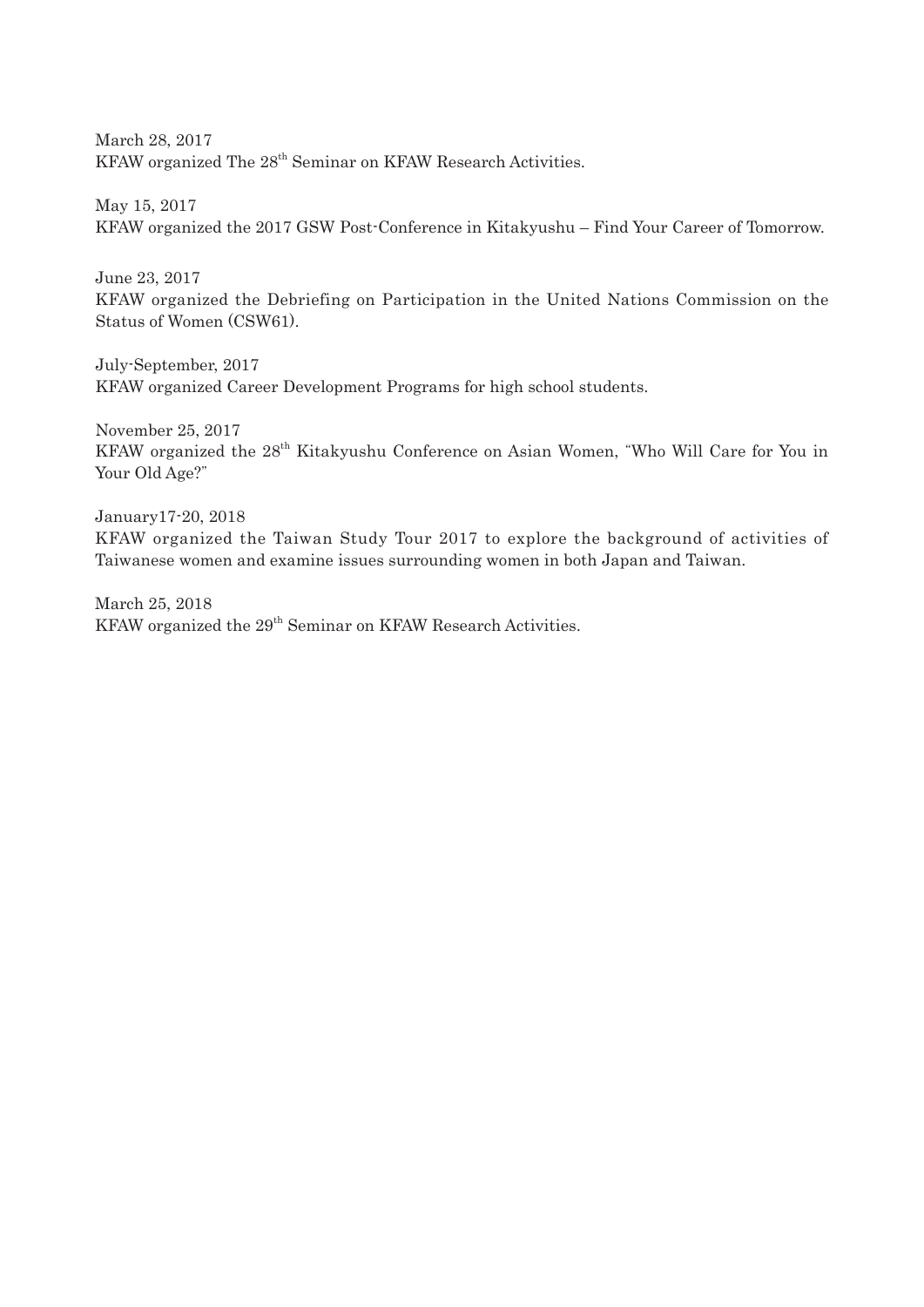March 28, 2017
KFAW organized The 28th Seminar on KFAW Research Activities.

May 15, 2017
KFAW organized the 2017 GSW Post-Conference in Kitakyushu – Find Your Career of Tomorrow.

June 23, 2017
KFAW organized the Debriefing on Participation in the United Nations Commission on the Status of Women (CSW61).

July-September, 2017
KFAW organized Career Development Programs for high school students.

November 25, 2017
KFAW organized the 28th Kitakyushu Conference on Asian Women, "Who Will Care for You in Your Old Age?"

January17-20, 2018
KFAW organized the Taiwan Study Tour 2017 to explore the background of activities of Taiwanese women and examine issues surrounding women in both Japan and Taiwan.

March 25, 2018
KFAW organized the 29th Seminar on KFAW Research Activities.